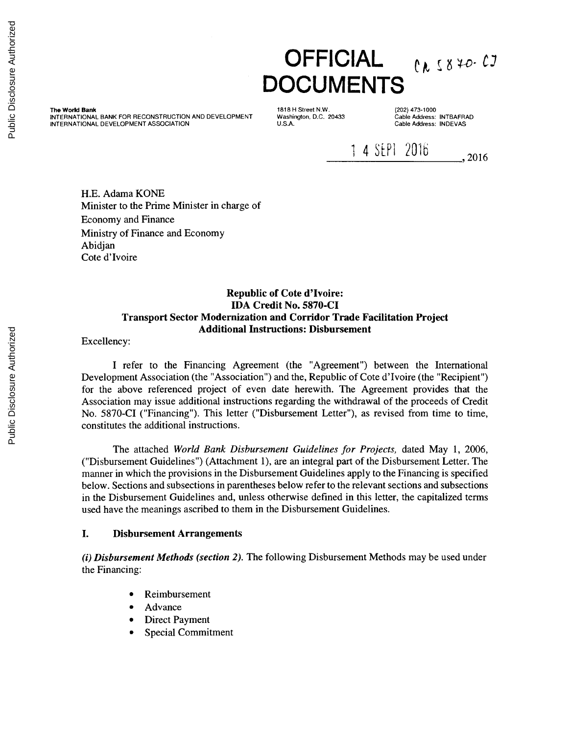# OFFICIAL DOCUMENTS

CR 5870-CI

**The World Bank**
INTERNATIONAL BANK FOR RECONSTRUCTION AND DEVELOPMENT
INTERNATIONAL DEVELOPMENT ASSOCIATION

1818 H Street N.W.
Washington, D.C. 20433
U.S.A.

(202) 473-1000
Cable Address: INTBAFRAD
Cable Address: INDEVAS

14 SEPT 2016, 2016

H.E. Adama KONE
Minister to the Prime Minister in charge of
Economy and Finance
Ministry of Finance and Economy
Abidjan
Cote d'Ivoire

**Republic of Cote d'Ivoire:**
**IDA Credit No. 5870-CI**
**Transport Sector Modernization and Corridor Trade Facilitation Project**
**Additional Instructions: Disbursement**

Excellency:

I refer to the Financing Agreement (the "Agreement") between the International Development Association (the "Association") and the, Republic of Cote d'Ivoire (the "Recipient") for the above referenced project of even date herewith. The Agreement provides that the Association may issue additional instructions regarding the withdrawal of the proceeds of Credit No. 5870-CI ("Financing"). This letter ("Disbursement Letter"), as revised from time to time, constitutes the additional instructions.

The attached *World Bank Disbursement Guidelines for Projects,* dated May 1, 2006, ("Disbursement Guidelines") (Attachment 1), are an integral part of the Disbursement Letter. The manner in which the provisions in the Disbursement Guidelines apply to the Financing is specified below. Sections and subsections in parentheses below refer to the relevant sections and subsections in the Disbursement Guidelines and, unless otherwise defined in this letter, the capitalized terms used have the meanings ascribed to them in the Disbursement Guidelines.

## I. Disbursement Arrangements

***(i) Disbursement Methods (section 2).*** The following Disbursement Methods may be used under the Financing:

- Reimbursement
- Advance
- Direct Payment
- Special Commitment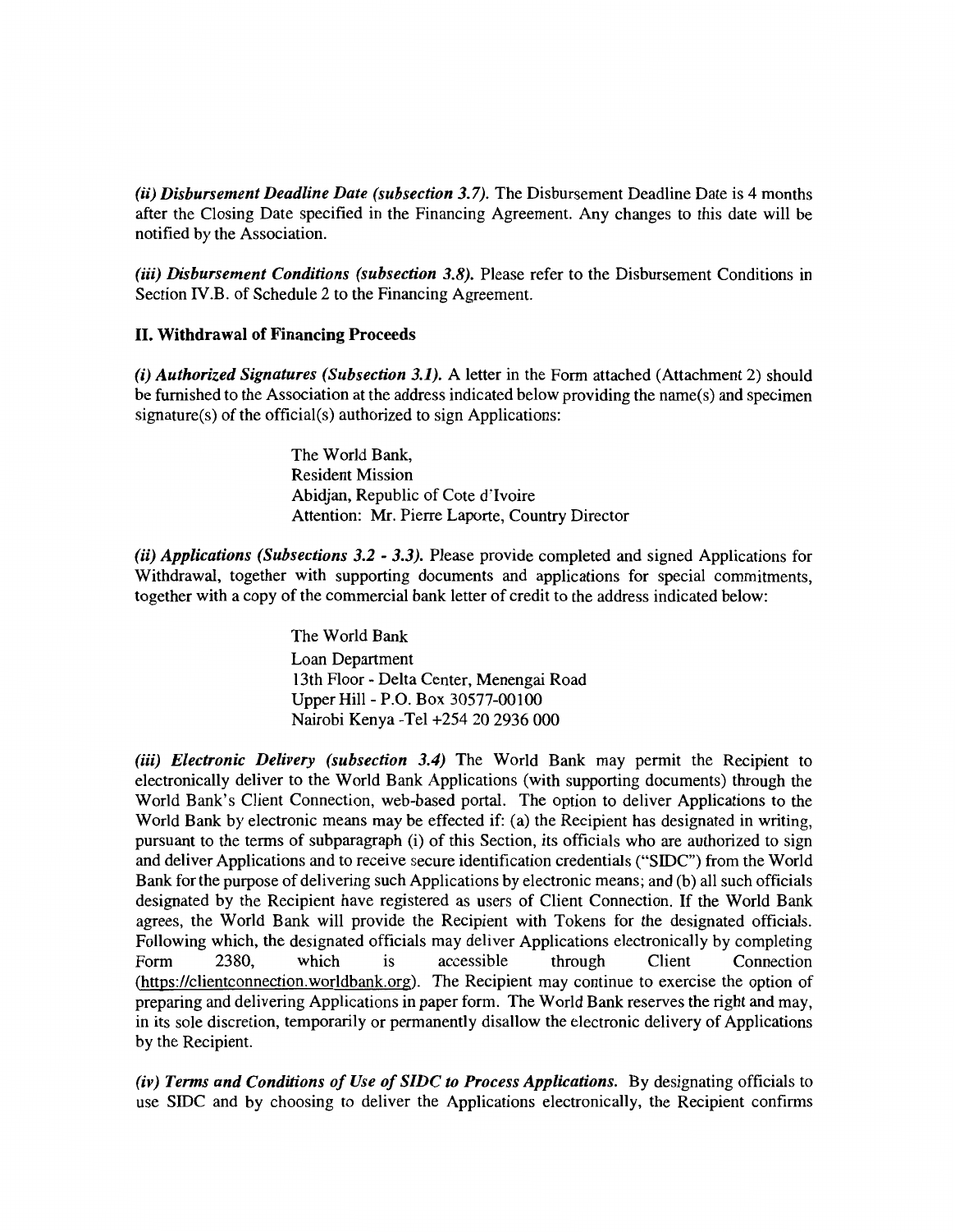*(ii) Disbursement Deadline Date (subsection 3.7).* The Disbursement Deadline Date is 4 months after the Closing Date specified in the Financing Agreement. Any changes to this date will be notified by the Association.

*(iii) Disbursement Conditions (subsection 3.8).* Please refer to the Disbursement Conditions in Section IV.B. of Schedule 2 to the Financing Agreement.

## II. Withdrawal of Financing Proceeds

*(i) Authorized Signatures (Subsection 3.1).* A letter in the Form attached (Attachment 2) should be furnished to the Association at the address indicated below providing the name(s) and specimen signature(s) of the official(s) authorized to sign Applications:

> The World Bank,
> Resident Mission
> Abidjan, Republic of Cote d'Ivoire
> Attention: Mr. Pierre Laporte, Country Director

*(ii) Applications (Subsections 3.2 - 3.3).* Please provide completed and signed Applications for Withdrawal, together with supporting documents and applications for special commitments, together with a copy of the commercial bank letter of credit to the address indicated below:

> The World Bank
> Loan Department
> 13th Floor - Delta Center, Menengai Road
> Upper Hill - P.O. Box 30577-00100
> Nairobi Kenya -Tel +254 20 2936 000

*(iii) Electronic Delivery (subsection 3.4)* The World Bank may permit the Recipient to electronically deliver to the World Bank Applications (with supporting documents) through the World Bank's Client Connection, web-based portal. The option to deliver Applications to the World Bank by electronic means may be effected if: (a) the Recipient has designated in writing, pursuant to the terms of subparagraph (i) of this Section, its officials who are authorized to sign and deliver Applications and to receive secure identification credentials ("SIDC") from the World Bank for the purpose of delivering such Applications by electronic means; and (b) all such officials designated by the Recipient have registered as users of Client Connection. If the World Bank agrees, the World Bank will provide the Recipient with Tokens for the designated officials. Following which, the designated officials may deliver Applications electronically by completing Form 2380, which is accessible through Client Connection (https://clientconnection.worldbank.org). The Recipient may continue to exercise the option of preparing and delivering Applications in paper form. The World Bank reserves the right and may, in its sole discretion, temporarily or permanently disallow the electronic delivery of Applications by the Recipient.

*(iv) Terms and Conditions of Use of SIDC to Process Applications.* By designating officials to use SIDC and by choosing to deliver the Applications electronically, the Recipient confirms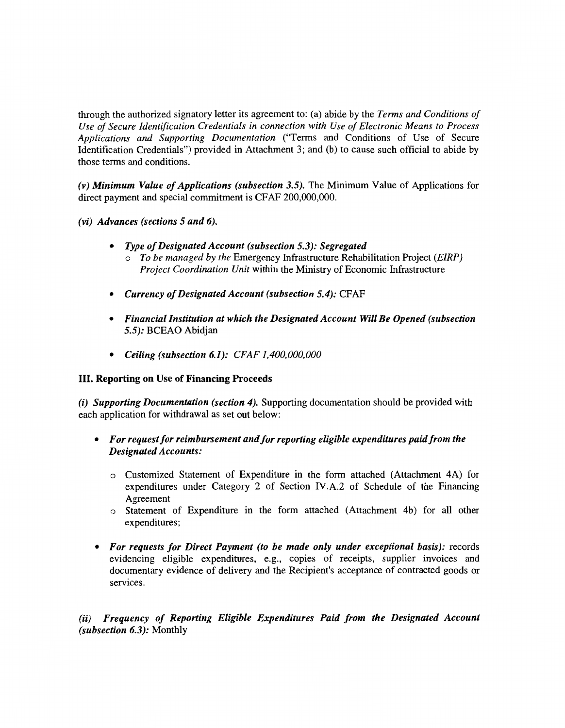through the authorized signatory letter its agreement to: (a) abide by the *Terms and Conditions of Use of Secure Identification Credentials in connection with Use of Electronic Means to Process Applications and Supporting Documentation* ("Terms and Conditions of Use of Secure Identification Credentials") provided in Attachment 3; and (b) to cause such official to abide by those terms and conditions.

***(v) Minimum Value of Applications (subsection 3.5).*** The Minimum Value of Applications for direct payment and special commitment is CFAF 200,000,000.

***(vi) Advances (sections 5 and 6).***

- ***Type of Designated Account (subsection 5.3): Segregated***
  - *To be managed by the* Emergency Infrastructure Rehabilitation Project (*EIRP) Project Coordination Unit* within the Ministry of Economic Infrastructure
- ***Currency of Designated Account (subsection 5.4):*** CFAF
- ***Financial Institution at which the Designated Account Will Be Opened (subsection 5.5):*** BCEAO Abidjan
- ***Ceiling (subsection 6.1):*** *CFAF 1,400,000,000*

**III. Reporting on Use of Financing Proceeds**

***(i) Supporting Documentation (section 4).*** Supporting documentation should be provided with each application for withdrawal as set out below:

- ***For request for reimbursement and for reporting eligible expenditures paid from the Designated Accounts:***
  - Customized Statement of Expenditure in the form attached (Attachment 4A) for expenditures under Category 2 of Section IV.A.2 of Schedule of the Financing Agreement
  - Statement of Expenditure in the form attached (Attachment 4b) for all other expenditures;
- ***For requests for Direct Payment (to be made only under exceptional basis):*** records evidencing eligible expenditures, e.g., copies of receipts, supplier invoices and documentary evidence of delivery and the Recipient's acceptance of contracted goods or services.

***(ii) Frequency of Reporting Eligible Expenditures Paid from the Designated Account (subsection 6.3):*** Monthly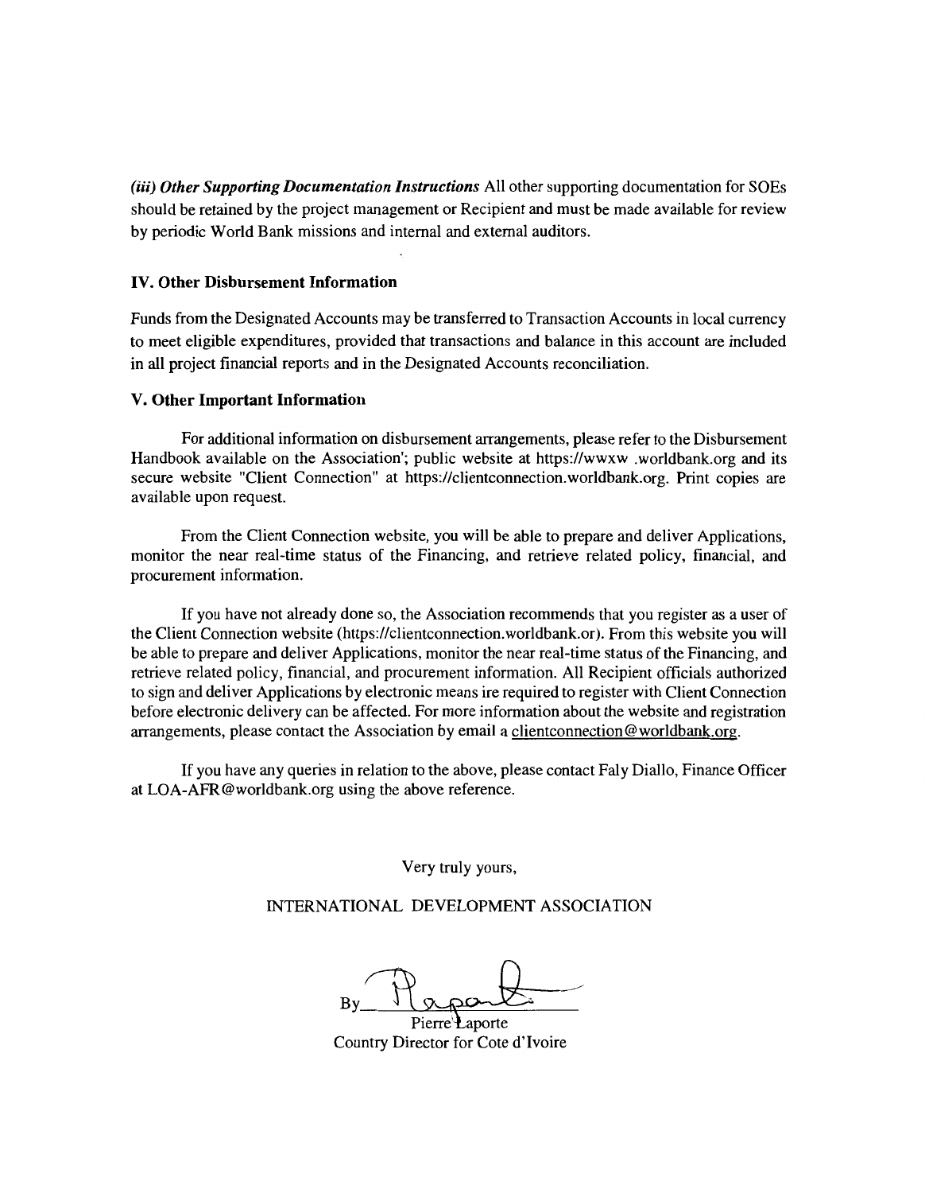***(iii) Other Supporting Documentation Instructions*** All other supporting documentation for SOEs should be retained by the project management or Recipient and must be made available for review by periodic World Bank missions and internal and external auditors.

### IV. Other Disbursement Information

Funds from the Designated Accounts may be transferred to Transaction Accounts in local currency to meet eligible expenditures, provided that transactions and balance in this account are included in all project financial reports and in the Designated Accounts reconciliation.

### V. Other Important Information

For additional information on disbursement arrangements, please refer to the Disbursement Handbook available on the Association'; public website at https://wwxw .worldbank.org and its secure website "Client Connection" at https://clientconnection.worldbank.org. Print copies are available upon request.

From the Client Connection website, you will be able to prepare and deliver Applications, monitor the near real-time status of the Financing, and retrieve related policy, financial, and procurement information.

If you have not already done so, the Association recommends that you register as a user of the Client Connection website (https://clientconnection.worldbank.or). From this website you will be able to prepare and deliver Applications, monitor the near real-time status of the Financing, and retrieve related policy, financial, and procurement information. All Recipient officials authorized to sign and deliver Applications by electronic means ire required to register with Client Connection before electronic delivery can be affected. For more information about the website and registration arrangements, please contact the Association by email a clientconnection@worldbank.org.

If you have any queries in relation to the above, please contact Faly Diallo, Finance Officer at LOA-AFR@worldbank.org using the above reference.

Very truly yours,

INTERNATIONAL DEVELOPMENT ASSOCIATION

By______________________

Pierre Laporte
Country Director for Cote d'Ivoire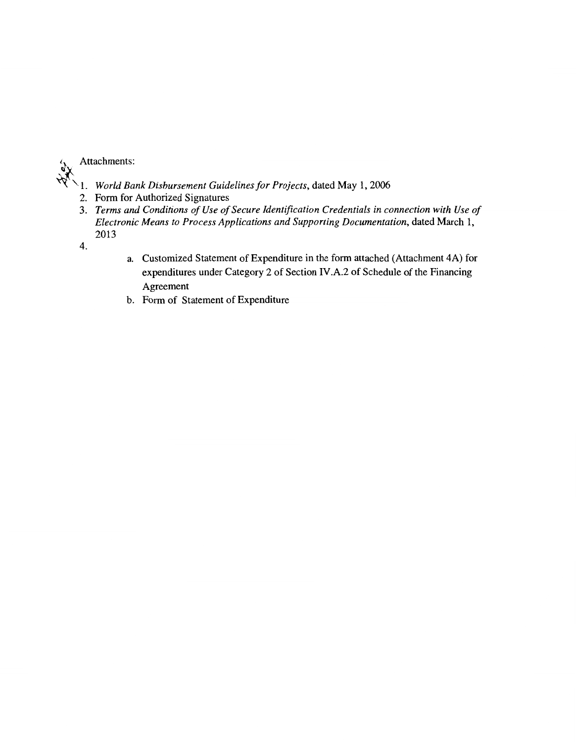Attachments:

1. *World Bank Disbursement Guidelines for Projects*, dated May 1, 2006
2. Form for Authorized Signatures
3. *Terms and Conditions of Use of Secure Identification Credentials in connection with Use of Electronic Means to Process Applications and Supporting Documentation*, dated March 1, 2013
4. 
    a. Customized Statement of Expenditure in the form attached (Attachment 4A) for expenditures under Category 2 of Section IV.A.2 of Schedule of the Financing Agreement
    b. Form of Statement of Expenditure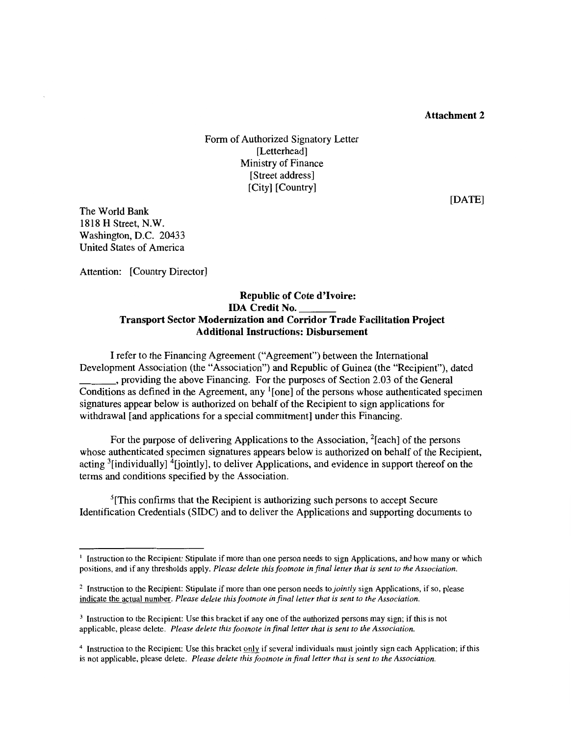**Attachment 2**

Form of Authorized Signatory Letter
[Letterhead]
Ministry of Finance
[Street address]
[City] [Country]

[DATE]

The World Bank
1818 H Street, N.W.
Washington, D.C. 20433
United States of America

Attention: [Country Director]

**Republic of Cote d'Ivoire:**
**IDA Credit No. _______**
**Transport Sector Modernization and Corridor Trade Facilitation Project**
**Additional Instructions: Disbursement**

I refer to the Financing Agreement ("Agreement") between the International Development Association (the "Association") and Republic of Guinea (the "Recipient"), dated _______, providing the above Financing. For the purposes of Section 2.03 of the General Conditions as defined in the Agreement, any [1][one] of the persons whose authenticated specimen signatures appear below is authorized on behalf of the Recipient to sign applications for withdrawal [and applications for a special commitment] under this Financing.

For the purpose of delivering Applications to the Association, [2][each] of the persons whose authenticated specimen signatures appears below is authorized on behalf of the Recipient, acting [3][individually] [4][jointly], to deliver Applications, and evidence in support thereof on the terms and conditions specified by the Association.

[5][This confirms that the Recipient is authorizing such persons to accept Secure Identification Credentials (SIDC) and to deliver the Applications and supporting documents to

---

[1] Instruction to the Recipient: Stipulate if more than one person needs to sign Applications, and how many or which positions, and if any thresholds apply. *Please delete this footnote in final letter that is sent to the Association.*

[2] Instruction to the Recipient: Stipulate if more than one person needs to *jointly* sign Applications, if so, please indicate the actual number. *Please delete this footnote in final letter that is sent to the Association.*

[3] Instruction to the Recipient: Use this bracket if any one of the authorized persons may sign; if this is not applicable, please delete. *Please delete this footnote in final letter that is sent to the Association.*

[4] Instruction to the Recipient: Use this bracket only if several individuals must jointly sign each Application; if this is not applicable, please delete. *Please delete this footnote in final letter that is sent to the Association.*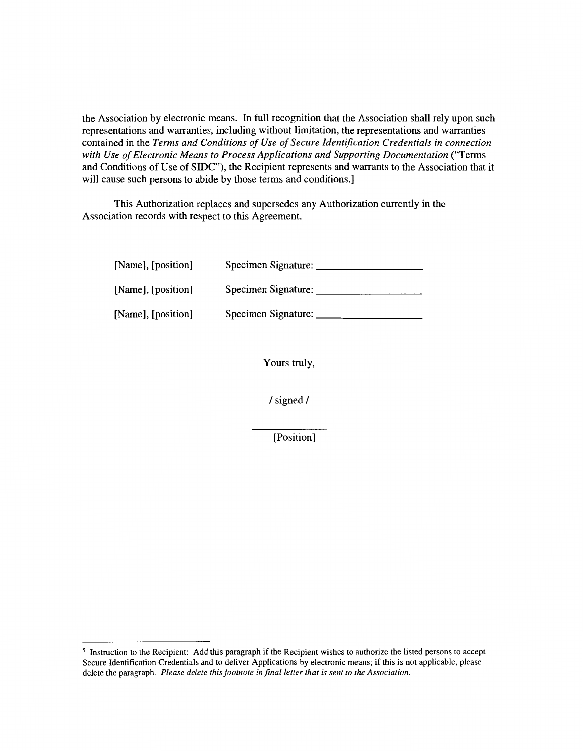the Association by electronic means. In full recognition that the Association shall rely upon such representations and warranties, including without limitation, the representations and warranties contained in the *Terms and Conditions of Use of Secure Identification Credentials in connection with Use of Electronic Means to Process Applications and Supporting Documentation* ("Terms and Conditions of Use of SIDC"), the Recipient represents and warrants to the Association that it will cause such persons to abide by those terms and conditions.]

This Authorization replaces and supersedes any Authorization currently in the Association records with respect to this Agreement.

[Name], [position] Specimen Signature: ____________________

[Name], [position] Specimen Signature: ____________________

[Name], [position] Specimen Signature: ____________________

Yours truly,

/ signed /

____________

[Position]

---

[5] Instruction to the Recipient: Add this paragraph if the Recipient wishes to authorize the listed persons to accept Secure Identification Credentials and to deliver Applications by electronic means; if this is not applicable, please delete the paragraph. *Please delete this footnote in final letter that is sent to the Association.*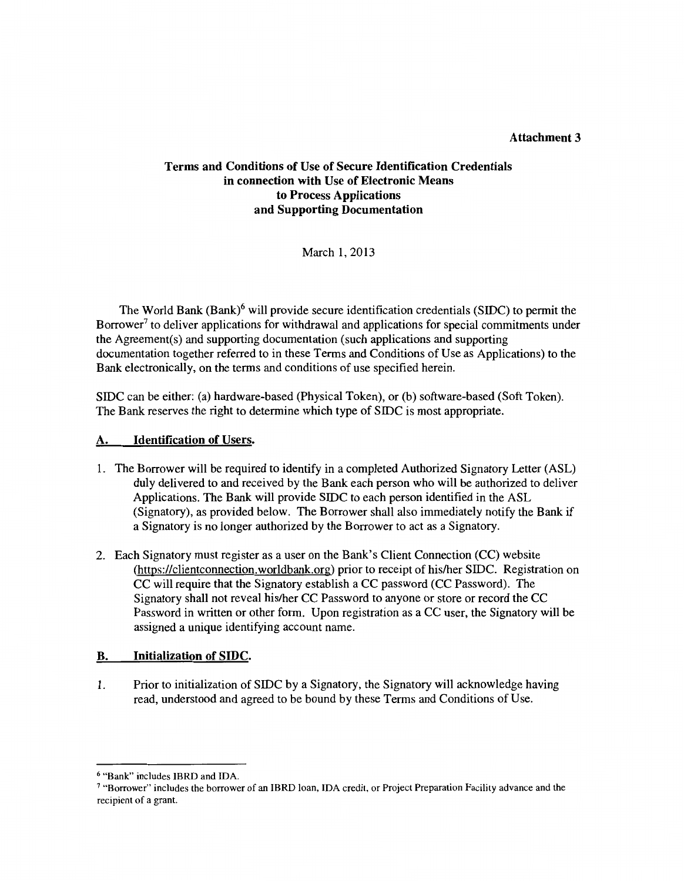**Attachment 3**

## Terms and Conditions of Use of Secure Identification Credentials in connection with Use of Electronic Means to Process Applications and Supporting Documentation

March 1, 2013

The World Bank (Bank)[6] will provide secure identification credentials (SIDC) to permit the Borrower[7] to deliver applications for withdrawal and applications for special commitments under the Agreement(s) and supporting documentation (such applications and supporting documentation together referred to in these Terms and Conditions of Use as Applications) to the Bank electronically, on the terms and conditions of use specified herein.

SIDC can be either: (a) hardware-based (Physical Token), or (b) software-based (Soft Token). The Bank reserves the right to determine which type of SIDC is most appropriate.

### A. Identification of Users.

1. The Borrower will be required to identify in a completed Authorized Signatory Letter (ASL) duly delivered to and received by the Bank each person who will be authorized to deliver Applications. The Bank will provide SIDC to each person identified in the ASL (Signatory), as provided below. The Borrower shall also immediately notify the Bank if a Signatory is no longer authorized by the Borrower to act as a Signatory.

2. Each Signatory must register as a user on the Bank's Client Connection (CC) website (https://clientconnection.worldbank.org) prior to receipt of his/her SIDC. Registration on CC will require that the Signatory establish a CC password (CC Password). The Signatory shall not reveal his/her CC Password to anyone or store or record the CC Password in written or other form. Upon registration as a CC user, the Signatory will be assigned a unique identifying account name.

### B. Initialization of SIDC.

1. Prior to initialization of SIDC by a Signatory, the Signatory will acknowledge having read, understood and agreed to be bound by these Terms and Conditions of Use.

---

[6] "Bank" includes IBRD and IDA.

[7] "Borrower" includes the borrower of an IBRD loan, IDA credit, or Project Preparation Facility advance and the recipient of a grant.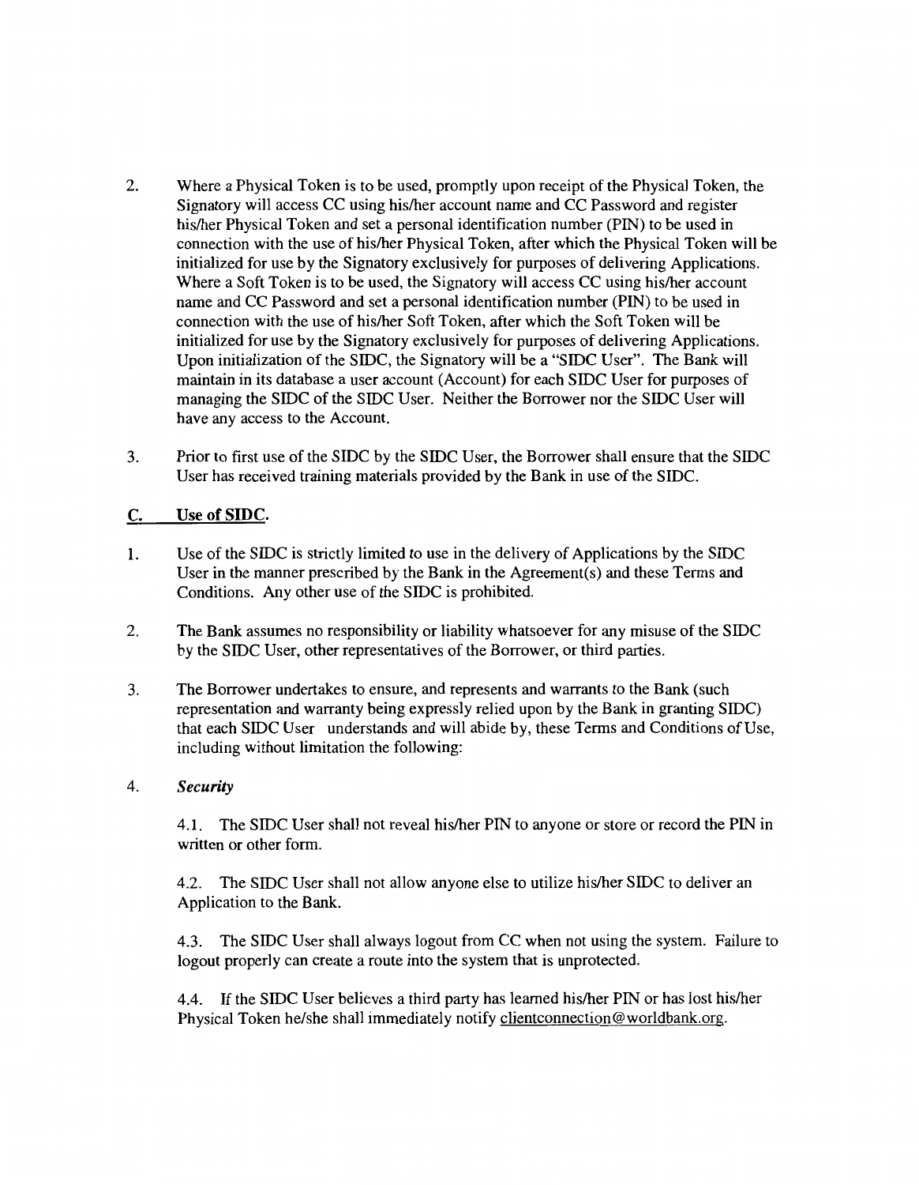2. Where a Physical Token is to be used, promptly upon receipt of the Physical Token, the Signatory will access CC using his/her account name and CC Password and register his/her Physical Token and set a personal identification number (PIN) to be used in connection with the use of his/her Physical Token, after which the Physical Token will be initialized for use by the Signatory exclusively for purposes of delivering Applications. Where a Soft Token is to be used, the Signatory will access CC using his/her account name and CC Password and set a personal identification number (PIN) to be used in connection with the use of his/her Soft Token, after which the Soft Token will be initialized for use by the Signatory exclusively for purposes of delivering Applications. Upon initialization of the SIDC, the Signatory will be a "SIDC User". The Bank will maintain in its database a user account (Account) for each SIDC User for purposes of managing the SIDC of the SIDC User. Neither the Borrower nor the SIDC User will have any access to the Account.

3. Prior to first use of the SIDC by the SIDC User, the Borrower shall ensure that the SIDC User has received training materials provided by the Bank in use of the SIDC.

## C. Use of SIDC.

1. Use of the SIDC is strictly limited to use in the delivery of Applications by the SIDC User in the manner prescribed by the Bank in the Agreement(s) and these Terms and Conditions. Any other use of the SIDC is prohibited.

2. The Bank assumes no responsibility or liability whatsoever for any misuse of the SIDC by the SIDC User, other representatives of the Borrower, or third parties.

3. The Borrower undertakes to ensure, and represents and warrants to the Bank (such representation and warranty being expressly relied upon by the Bank in granting SIDC) that each SIDC User understands and will abide by, these Terms and Conditions of Use, including without limitation the following:

4. ***Security***

   4.1. The SIDC User shall not reveal his/her PIN to anyone or store or record the PIN in written or other form.

   4.2. The SIDC User shall not allow anyone else to utilize his/her SIDC to deliver an Application to the Bank.

   4.3. The SIDC User shall always logout from CC when not using the system. Failure to logout properly can create a route into the system that is unprotected.

   4.4. If the SIDC User believes a third party has learned his/her PIN or has lost his/her Physical Token he/she shall immediately notify clientconnection@worldbank.org.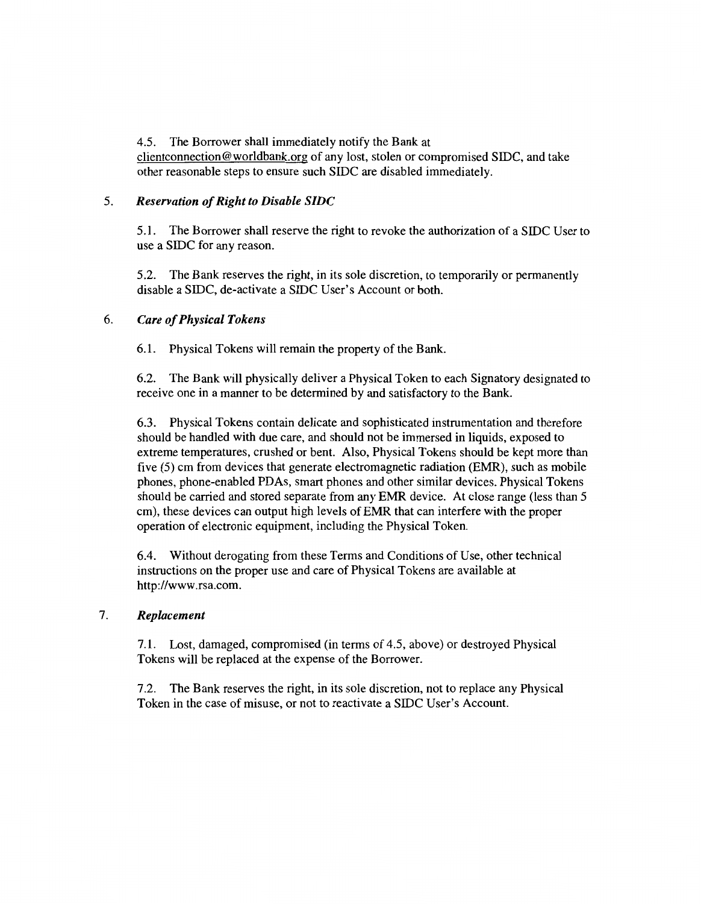4.5. The Borrower shall immediately notify the Bank at clientconnection@worldbank.org of any lost, stolen or compromised SIDC, and take other reasonable steps to ensure such SIDC are disabled immediately.

5. ***Reservation of Right to Disable SIDC***

5.1. The Borrower shall reserve the right to revoke the authorization of a SIDC User to use a SIDC for any reason.

5.2. The Bank reserves the right, in its sole discretion, to temporarily or permanently disable a SIDC, de-activate a SIDC User's Account or both.

6. ***Care of Physical Tokens***

6.1. Physical Tokens will remain the property of the Bank.

6.2. The Bank will physically deliver a Physical Token to each Signatory designated to receive one in a manner to be determined by and satisfactory to the Bank.

6.3. Physical Tokens contain delicate and sophisticated instrumentation and therefore should be handled with due care, and should not be immersed in liquids, exposed to extreme temperatures, crushed or bent. Also, Physical Tokens should be kept more than five (5) cm from devices that generate electromagnetic radiation (EMR), such as mobile phones, phone-enabled PDAs, smart phones and other similar devices. Physical Tokens should be carried and stored separate from any EMR device. At close range (less than 5 cm), these devices can output high levels of EMR that can interfere with the proper operation of electronic equipment, including the Physical Token.

6.4. Without derogating from these Terms and Conditions of Use, other technical instructions on the proper use and care of Physical Tokens are available at http://www.rsa.com.

7. ***Replacement***

7.1. Lost, damaged, compromised (in terms of 4.5, above) or destroyed Physical Tokens will be replaced at the expense of the Borrower.

7.2. The Bank reserves the right, in its sole discretion, not to replace any Physical Token in the case of misuse, or not to reactivate a SIDC User's Account.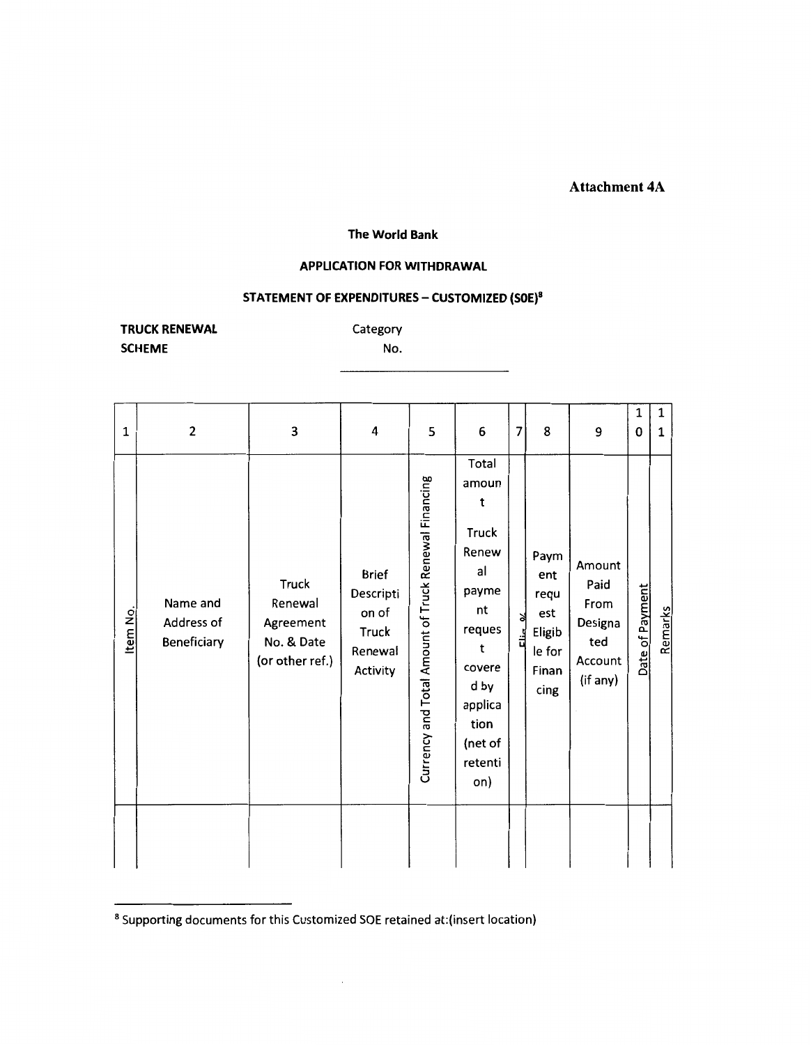**Attachment 4A**

**The World Bank**

**APPLICATION FOR WITHDRAWAL**

**STATEMENT OF EXPENDITURES – CUSTOMIZED (SOE)[8]**

**TRUCK RENEWAL SCHEME**

Category No. \_\_\_\_\_\_\_\_\_\_\_\_\_\_\_\_

| 1 | 2 | 3 | 4 | 5 | 6 | 7 | 8 | 9 | 10 | 11 |
|---|---|---|---|---|---|---|---|---|---|---|
| Item No. | Name and Address of Beneficiary | Truck Renewal Agreement No. & Date (or other ref.) | Brief Description of Truck Renewal Activity | Currency and Total Amount of Truck Renewal Financing | Total amount Truck Renewal payment request covered by application (net of retention) | Elig. % | Payment request Eligible for Financing | Amount Paid From Designated Account (if any) | Date of Payment | Remarks |
| | | | | | | | | | | |

[8] Supporting documents for this Customized SOE retained at:(insert location)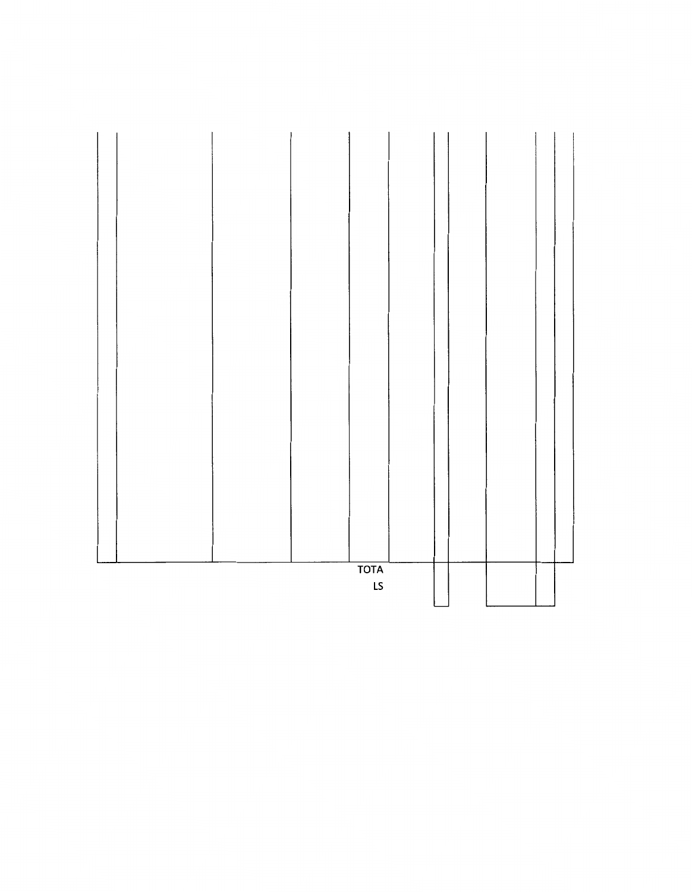| | | | | | | | | | | |
|---|---|---|---|---|---|---|---|---|---|---|
| | | | | | | | | | | |
| | | | | TOTALS | | | | | | |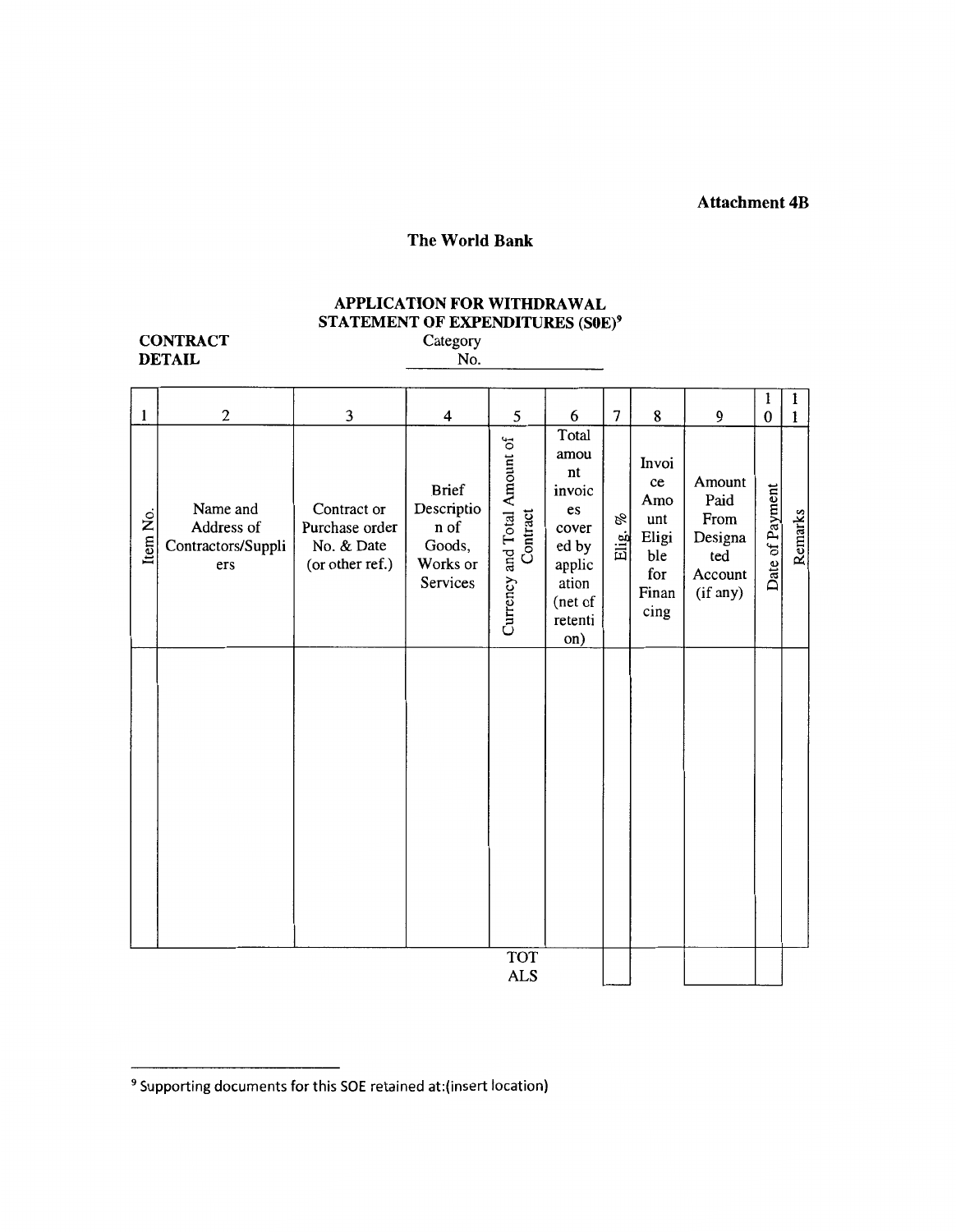**Attachment 4B**

**The World Bank**

**APPLICATION FOR WITHDRAWAL**
**STATEMENT OF EXPENDITURES (SOE)**[9]

**CONTRACT DETAIL**

Category No. ____________

| 1 | 2 | 3 | 4 | 5 | 6 | 7 | 8 | 9 | 10 | 11 |
|---|---|---|---|---|---|---|---|---|---|---|
| Item No. | Name and Address of Contractors/Suppliers | Contract or Purchase order No. & Date (or other ref.) | Brief Description of Goods, Works or Services | Currency and Total Amount of Contract | Total amount invoices covered by application (net of retention) | Elig. % | Invoice Amount Eligible for Financing | Amount Paid From Designated Account (if any) | Date of Payment | Remarks |
| | | | | | | | | | | |
| | | | | TOTALS | | | | | | |

[9] Supporting documents for this SOE retained at:(insert location)